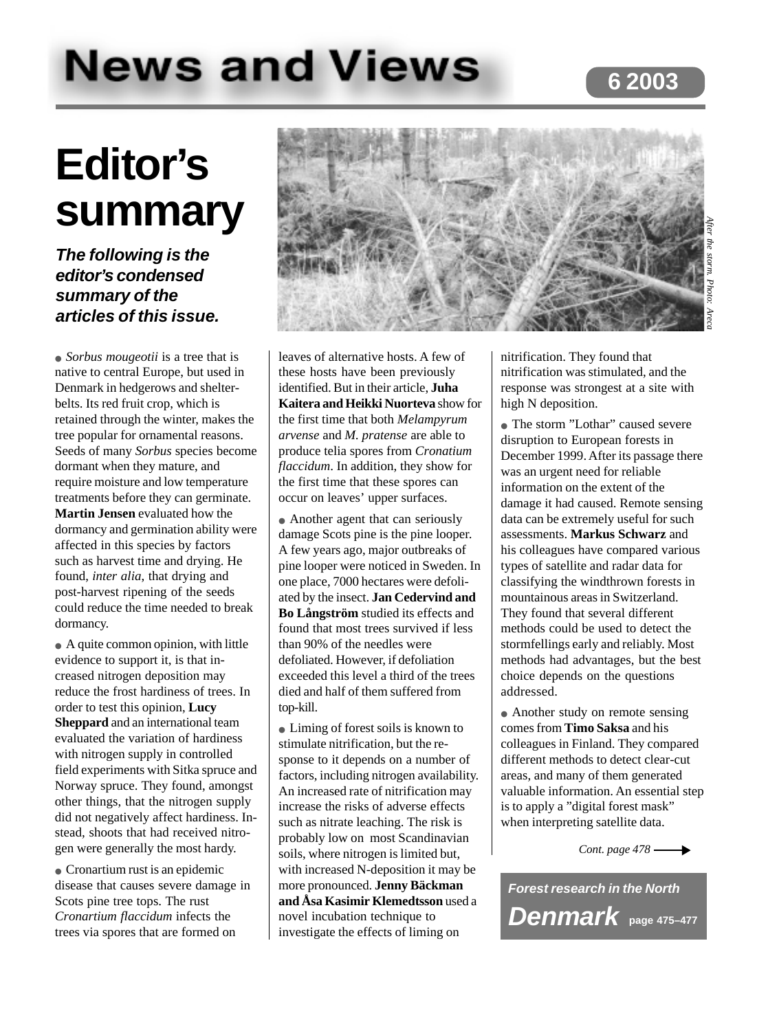# News and Views

6 2003

# Editor's summary

***The following is the editor's condensed summary of the articles of this issue.***

*After the storm. Photo: Areca*

● *Sorbus mougeotii* is a tree that is native to central Europe, but used in Denmark in hedgerows and shelterbelts. Its red fruit crop, which is retained through the winter, makes the tree popular for ornamental reasons. Seeds of many *Sorbus* species become dormant when they mature, and require moisture and low temperature treatments before they can germinate. **Martin Jensen** evaluated how the dormancy and germination ability were affected in this species by factors such as harvest time and drying. He found, *inter alia*, that drying and post-harvest ripening of the seeds could reduce the time needed to break dormancy.

● A quite common opinion, with little evidence to support it, is that increased nitrogen deposition may reduce the frost hardiness of trees. In order to test this opinion, **Lucy Sheppard** and an international team evaluated the variation of hardiness with nitrogen supply in controlled field experiments with Sitka spruce and Norway spruce. They found, amongst other things, that the nitrogen supply did not negatively affect hardiness. Instead, shoots that had received nitrogen were generally the most hardy.

● Cronartium rust is an epidemic disease that causes severe damage in Scots pine tree tops. The rust *Cronartium flaccidum* infects the trees via spores that are formed on leaves of alternative hosts. A few of these hosts have been previously identified. But in their article, **Juha Kaitera and Heikki Nuorteva** show for the first time that both *Melampyrum arvense* and *M. pratense* are able to produce telia spores from *Cronatium flaccidum*. In addition, they show for the first time that these spores can occur on leaves' upper surfaces.

● Another agent that can seriously damage Scots pine is the pine looper. A few years ago, major outbreaks of pine looper were noticed in Sweden. In one place, 7000 hectares were defoliated by the insect. **Jan Cedervind and Bo Långström** studied its effects and found that most trees survived if less than 90% of the needles were defoliated. However, if defoliation exceeded this level a third of the trees died and half of them suffered from top-kill.

● Liming of forest soils is known to stimulate nitrification, but the response to it depends on a number of factors, including nitrogen availability. An increased rate of nitrification may increase the risks of adverse effects such as nitrate leaching. The risk is probably low on most Scandinavian soils, where nitrogen is limited but, with increased N-deposition it may be more pronounced. **Jenny Bäckman and Åsa Kasimir Klemedtsson** used a novel incubation technique to investigate the effects of liming on nitrification. They found that nitrification was stimulated, and the response was strongest at a site with high N deposition.

● The storm "Lothar" caused severe disruption to European forests in December 1999. After its passage there was an urgent need for reliable information on the extent of the damage it had caused. Remote sensing data can be extremely useful for such assessments. **Markus Schwarz** and his colleagues have compared various types of satellite and radar data for classifying the windthrown forests in mountainous areas in Switzerland. They found that several different methods could be used to detect the stormfellings early and reliably. Most methods had advantages, but the best choice depends on the questions addressed.

● Another study on remote sensing comes from **Timo Saksa** and his colleagues in Finland. They compared different methods to detect clear-cut areas, and many of them generated valuable information. An essential step is to apply a "digital forest mask" when interpreting satellite data.

*Cont. page 478* →

***Forest research in the North***

***Denmark*** **page 475–477**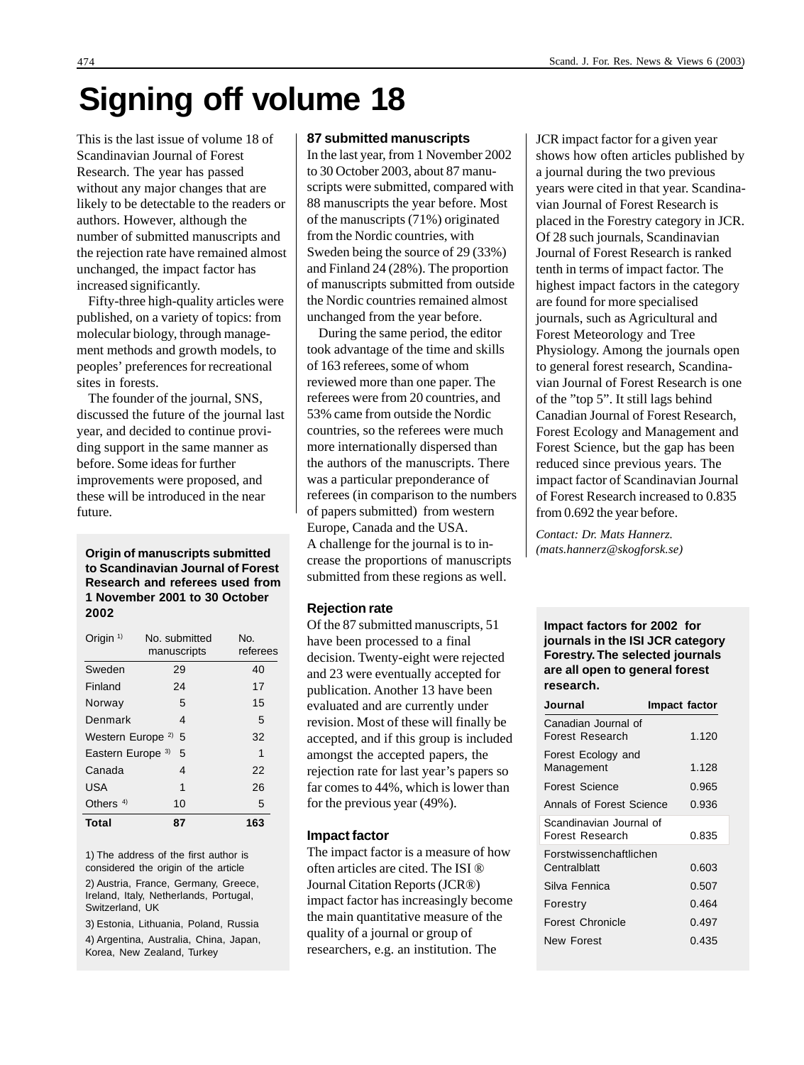# Signing off volume 18

This is the last issue of volume 18 of Scandinavian Journal of Forest Research. The year has passed without any major changes that are likely to be detectable to the readers or authors. However, although the number of submitted manuscripts and the rejection rate have remained almost unchanged, the impact factor has increased significantly.

Fifty-three high-quality articles were published, on a variety of topics: from molecular biology, through management methods and growth models, to peoples' preferences for recreational sites in forests.

The founder of the journal, SNS, discussed the future of the journal last year, and decided to continue providing support in the same manner as before. Some ideas for further improvements were proposed, and these will be introduced in the near future.

**Origin of manuscripts submitted to Scandinavian Journal of Forest Research and referees used from 1 November 2001 to 30 October 2002**

| Origin [1] | No. submitted manuscripts | No. referees |
|---|---|---|
| Sweden | 29 | 40 |
| Finland | 24 | 17 |
| Norway | 5 | 15 |
| Denmark | 4 | 5 |
| Western Europe [2] | 5 | 32 |
| Eastern Europe [3] | 5 | 1 |
| Canada | 4 | 22 |
| USA | 1 | 26 |
| Others [4] | 10 | 5 |
| **Total** | **87** | **163** |

1) The address of the first author is considered the origin of the article

2) Austria, France, Germany, Greece, Ireland, Italy, Netherlands, Portugal, Switzerland, UK

3) Estonia, Lithuania, Poland, Russia

4) Argentina, Australia, China, Japan, Korea, New Zealand, Turkey

### 87 submitted manuscripts

In the last year, from 1 November 2002 to 30 October 2003, about 87 manuscripts were submitted, compared with 88 manuscripts the year before. Most of the manuscripts (71%) originated from the Nordic countries, with Sweden being the source of 29 (33%) and Finland 24 (28%). The proportion of manuscripts submitted from outside the Nordic countries remained almost unchanged from the year before.

During the same period, the editor took advantage of the time and skills of 163 referees, some of whom reviewed more than one paper. The referees were from 20 countries, and 53% came from outside the Nordic countries, so the referees were much more internationally dispersed than the authors of the manuscripts. There was a particular preponderance of referees (in comparison to the numbers of papers submitted) from western Europe, Canada and the USA. A challenge for the journal is to increase the proportions of manuscripts submitted from these regions as well.

### Rejection rate

Of the 87 submitted manuscripts, 51 have been processed to a final decision. Twenty-eight were rejected and 23 were eventually accepted for publication. Another 13 have been evaluated and are currently under revision. Most of these will finally be accepted, and if this group is included amongst the accepted papers, the rejection rate for last year's papers so far comes to 44%, which is lower than for the previous year (49%).

### Impact factor

The impact factor is a measure of how often articles are cited. The ISI ® Journal Citation Reports (JCR®) impact factor has increasingly become the main quantitative measure of the quality of a journal or group of researchers, e.g. an institution. The JCR impact factor for a given year shows how often articles published by a journal during the two previous years were cited in that year. Scandinavian Journal of Forest Research is placed in the Forestry category in JCR. Of 28 such journals, Scandinavian Journal of Forest Research is ranked tenth in terms of impact factor. The highest impact factors in the category are found for more specialised journals, such as Agricultural and Forest Meteorology and Tree Physiology. Among the journals open to general forest research, Scandinavian Journal of Forest Research is one of the "top 5". It still lags behind Canadian Journal of Forest Research, Forest Ecology and Management and Forest Science, but the gap has been reduced since previous years. The impact factor of Scandinavian Journal of Forest Research increased to 0.835 from 0.692 the year before.

*Contact: Dr. Mats Hannerz. (mats.hannerz@skogforsk.se)*

**Impact factors for 2002 for journals in the ISI JCR category Forestry. The selected journals are all open to general forest research.**

| Journal | Impact factor |
|---|---|
| Canadian Journal of Forest Research | 1.120 |
| Forest Ecology and Management | 1.128 |
| Forest Science | 0.965 |
| Annals of Forest Science | 0.936 |
| Scandinavian Journal of Forest Research | 0.835 |
| Forstwissenschaftlichen Centralblatt | 0.603 |
| Silva Fennica | 0.507 |
| Forestry | 0.464 |
| Forest Chronicle | 0.497 |
| New Forest | 0.435 |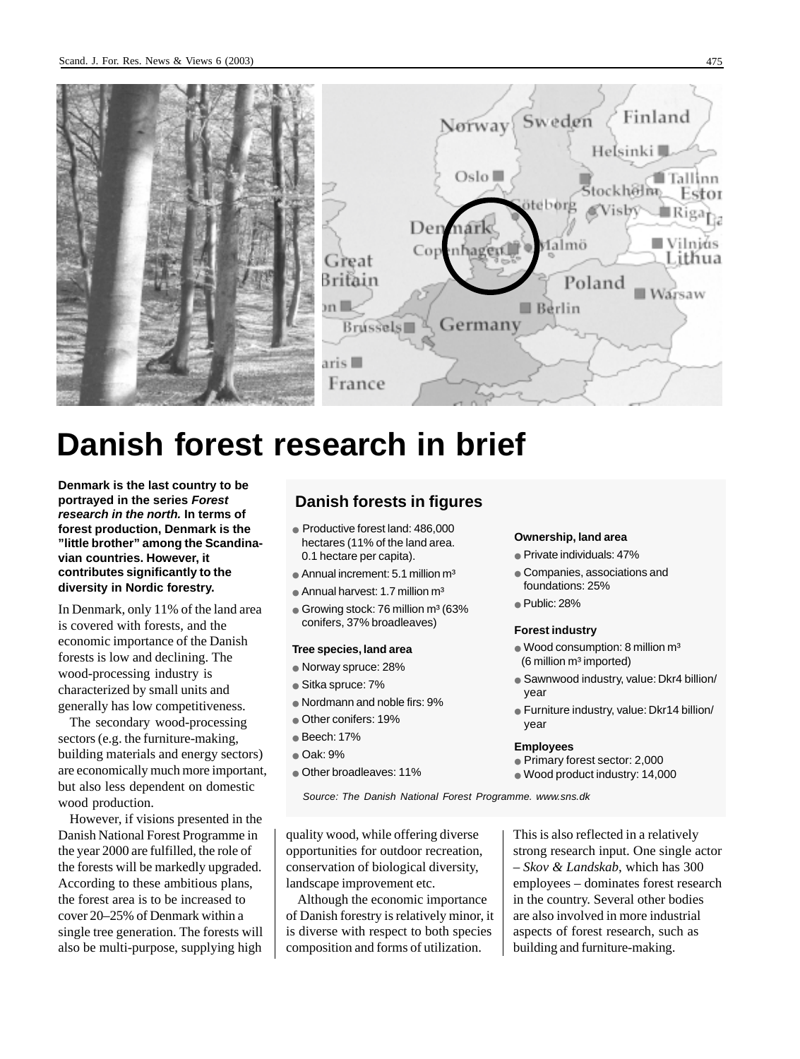# Danish forest research in brief

**Denmark is the last country to be portrayed in the series *Forest research in the north.* In terms of forest production, Denmark is the "little brother" among the Scandinavian countries. However, it contributes significantly to the diversity in Nordic forestry.**

In Denmark, only 11% of the land area is covered with forests, and the economic importance of the Danish forests is low and declining. The wood-processing industry is characterized by small units and generally has low competitiveness.

The secondary wood-processing sectors (e.g. the furniture-making, building materials and energy sectors) are economically much more important, but also less dependent on domestic wood production.

However, if visions presented in the Danish National Forest Programme in the year 2000 are fulfilled, the role of the forests will be markedly upgraded. According to these ambitious plans, the forest area is to be increased to cover 20–25% of Denmark within a single tree generation. The forests will also be multi-purpose, supplying high quality wood, while offering diverse opportunities for outdoor recreation, conservation of biological diversity, landscape improvement etc.

Although the economic importance of Danish forestry is relatively minor, it is diverse with respect to both species composition and forms of utilization. This is also reflected in a relatively strong research input. One single actor – *Skov & Landskab*, which has 300 employees – dominates forest research in the country. Several other bodies are also involved in more industrial aspects of forest research, such as building and furniture-making.

## Danish forests in figures

- Productive forest land: 486,000 hectares (11% of the land area. 0.1 hectare per capita).
- Annual increment: 5.1 million m³
- Annual harvest: 1.7 million m³
- Growing stock: 76 million m³ (63% conifers, 37% broadleaves)

**Tree species, land area**

- Norway spruce: 28%
- Sitka spruce: 7%
- Nordmann and noble firs: 9%
- Other conifers: 19%
- Beech: 17%
- Oak: 9%
- Other broadleaves: 11%

**Ownership, land area**

- Private individuals: 47%
- Companies, associations and foundations: 25%
- Public: 28%

**Forest industry**

- Wood consumption: 8 million m³ (6 million m³ imported)
- Sawnwood industry, value: Dkr4 billion/year
- Furniture industry, value: Dkr14 billion/year

**Employees**

- Primary forest sector: 2,000
- Wood product industry: 14,000

*Source: The Danish National Forest Programme. www.sns.dk*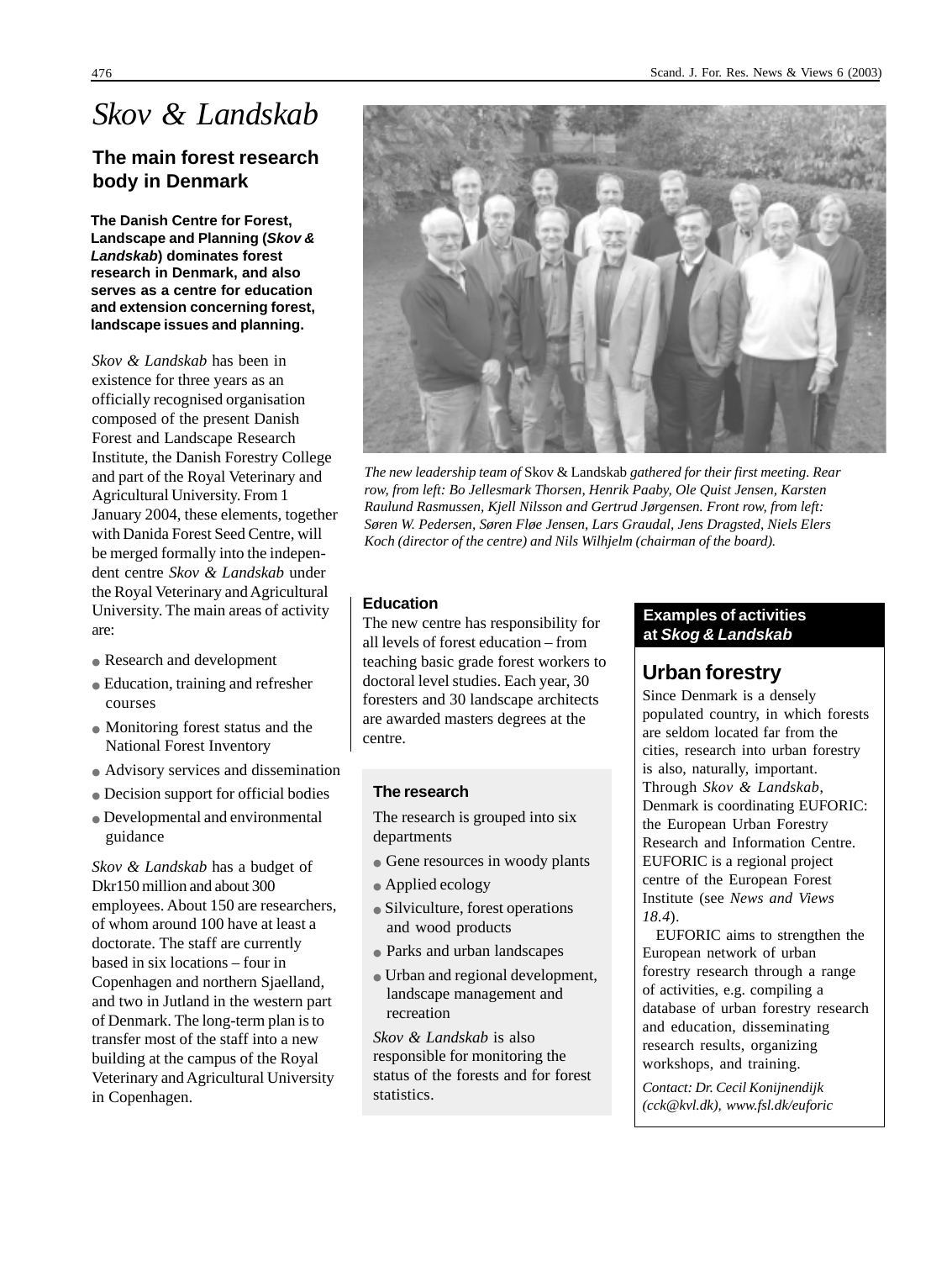# *Skov & Landskab*

## The main forest research body in Denmark

**The Danish Centre for Forest, Landscape and Planning (*Skov & Landskab*) dominates forest research in Denmark, and also serves as a centre for education and extension concerning forest, landscape issues and planning.**

*Skov & Landskab* has been in existence for three years as an officially recognised organisation composed of the present Danish Forest and Landscape Research Institute, the Danish Forestry College and part of the Royal Veterinary and Agricultural University. From 1 January 2004, these elements, together with Danida Forest Seed Centre, will be merged formally into the independent centre *Skov & Landskab* under the Royal Veterinary and Agricultural University. The main areas of activity are:

- Research and development
- Education, training and refresher courses
- Monitoring forest status and the National Forest Inventory
- Advisory services and dissemination
- Decision support for official bodies
- Developmental and environmental guidance

*Skov & Landskab* has a budget of Dkr150 million and about 300 employees. About 150 are researchers, of whom around 100 have at least a doctorate. The staff are currently based in six locations – four in Copenhagen and northern Sjaelland, and two in Jutland in the western part of Denmark. The long-term plan is to transfer most of the staff into a new building at the campus of the Royal Veterinary and Agricultural University in Copenhagen.

*The new leadership team of* Skov & Landskab *gathered for their first meeting. Rear row, from left: Bo Jellesmark Thorsen, Henrik Paaby, Ole Quist Jensen, Karsten Raulund Rasmussen, Kjell Nilsson and Gertrud Jørgensen. Front row, from left: Søren W. Pedersen, Søren Fløe Jensen, Lars Graudal, Jens Dragsted, Niels Elers Koch (director of the centre) and Nils Wilhjelm (chairman of the board).*

### Education

The new centre has responsibility for all levels of forest education – from teaching basic grade forest workers to doctoral level studies. Each year, 30 foresters and 30 landscape architects are awarded masters degrees at the centre.

### The research

The research is grouped into six departments

- Gene resources in woody plants
- Applied ecology
- Silviculture, forest operations and wood products
- Parks and urban landscapes
- Urban and regional development, landscape management and recreation

*Skov & Landskab* is also responsible for monitoring the status of the forests and for forest statistics.

### Examples of activities at *Skog & Landskab*

## Urban forestry

Since Denmark is a densely populated country, in which forests are seldom located far from the cities, research into urban forestry is also, naturally, important. Through *Skov & Landskab*, Denmark is coordinating EUFORIC: the European Urban Forestry Research and Information Centre. EUFORIC is a regional project centre of the European Forest Institute (see *News and Views 18.4*).

EUFORIC aims to strengthen the European network of urban forestry research through a range of activities, e.g. compiling a database of urban forestry research and education, disseminating research results, organizing workshops, and training.

*Contact: Dr. Cecil Konijnendijk (cck@kvl.dk), www.fsl.dk/euforic*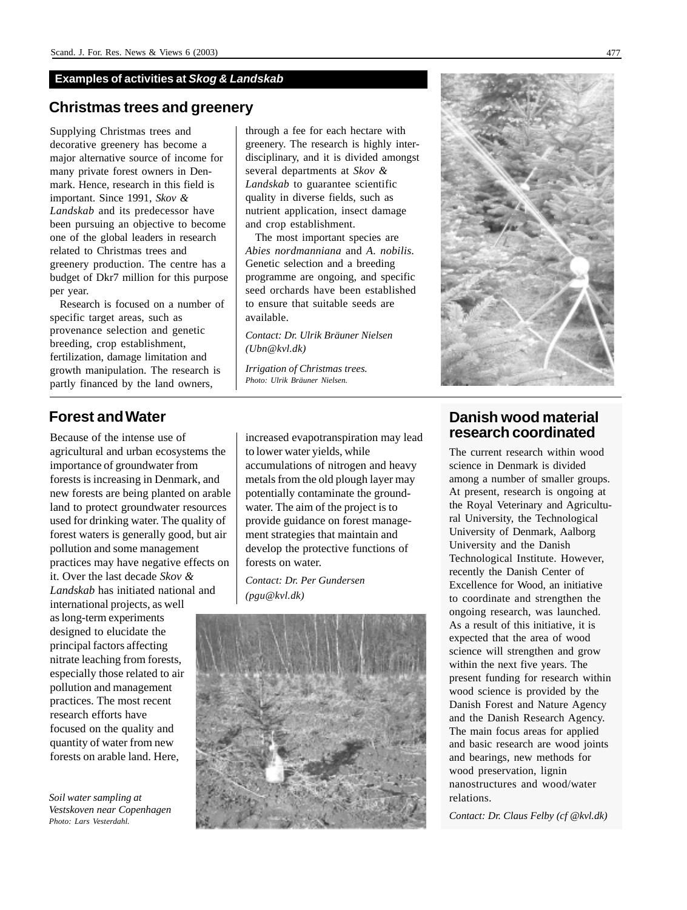## Examples of activities at *Skog & Landskab*

## Christmas trees and greenery

Supplying Christmas trees and decorative greenery has become a major alternative source of income for many private forest owners in Denmark. Hence, research in this field is important. Since 1991, *Skov & Landskab* and its predecessor have been pursuing an objective to become one of the global leaders in research related to Christmas trees and greenery production. The centre has a budget of Dkr7 million for this purpose per year.

Research is focused on a number of specific target areas, such as provenance selection and genetic breeding, crop establishment, fertilization, damage limitation and growth manipulation. The research is partly financed by the land owners, through a fee for each hectare with greenery. The research is highly interdisciplinary, and it is divided amongst several departments at *Skov & Landskab* to guarantee scientific quality in diverse fields, such as nutrient application, insect damage and crop establishment.

The most important species are *Abies nordmanniana* and *A. nobilis*. Genetic selection and a breeding programme are ongoing, and specific seed orchards have been established to ensure that suitable seeds are available.

*Contact: Dr. Ulrik Bräuner Nielsen (Ubn@kvl.dk)*

*Irrigation of Christmas trees.*
*Photo: Ulrik Bräuner Nielsen.*

## Forest and Water

Because of the intense use of agricultural and urban ecosystems the importance of groundwater from forests is increasing in Denmark, and new forests are being planted on arable land to protect groundwater resources used for drinking water. The quality of forest waters is generally good, but air pollution and some management practices may have negative effects on it. Over the last decade *Skov & Landskab* has initiated national and international projects, as well as long-term experiments designed to elucidate the principal factors affecting nitrate leaching from forests, especially those related to air pollution and management practices. The most recent research efforts have focused on the quality and quantity of water from new forests on arable land. Here, increased evapotranspiration may lead to lower water yields, while accumulations of nitrogen and heavy metals from the old plough layer may potentially contaminate the groundwater. The aim of the project is to provide guidance on forest management strategies that maintain and develop the protective functions of forests on water.

*Contact: Dr. Per Gundersen (pgu@kvl.dk)*

*Soil water sampling at Vestskoven near Copenhagen*
*Photo: Lars Vesterdahl.*

## Danish wood material research coordinated

The current research within wood science in Denmark is divided among a number of smaller groups. At present, research is ongoing at the Royal Veterinary and Agricultural University, the Technological University of Denmark, Aalborg University and the Danish Technological Institute. However, recently the Danish Center of Excellence for Wood, an initiative to coordinate and strengthen the ongoing research, was launched. As a result of this initiative, it is expected that the area of wood science will strengthen and grow within the next five years. The present funding for research within wood science is provided by the Danish Forest and Nature Agency and the Danish Research Agency. The main focus areas for applied and basic research are wood joints and bearings, new methods for wood preservation, lignin nanostructures and wood/water relations.

*Contact: Dr. Claus Felby (cf @kvl.dk)*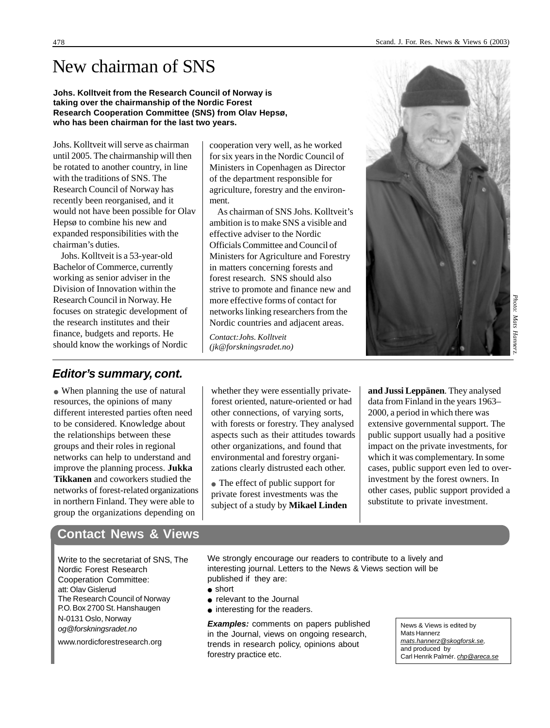# New chairman of SNS

**Johs. Kolltveit from the Research Council of Norway is taking over the chairmanship of the Nordic Forest Research Cooperation Committee (SNS) from Olav Hepsø, who has been chairman for the last two years.**

Johs. Kolltveit will serve as chairman until 2005. The chairmanship will then be rotated to another country, in line with the traditions of SNS. The Research Council of Norway has recently been reorganised, and it would not have been possible for Olav Hepsø to combine his new and expanded responsibilities with the chairman's duties.

Johs. Kolltveit is a 53-year-old Bachelor of Commerce, currently working as senior adviser in the Division of Innovation within the Research Council in Norway. He focuses on strategic development of the research institutes and their finance, budgets and reports. He should know the workings of Nordic cooperation very well, as he worked for six years in the Nordic Council of Ministers in Copenhagen as Director of the department responsible for agriculture, forestry and the environment.

As chairman of SNS Johs. Kolltveit's ambition is to make SNS a visible and effective adviser to the Nordic Officials Committee and Council of Ministers for Agriculture and Forestry in matters concerning forests and forest research. SNS should also strive to promote and finance new and more effective forms of contact for networks linking researchers from the Nordic countries and adjacent areas.

*Contact: Johs. Kolltveit (jk@forskningsradet.no)*

Photo: Mats Hannerz.

## Editor's summary, cont.

- When planning the use of natural resources, the opinions of many different interested parties often need to be considered. Knowledge about the relationships between these groups and their roles in regional networks can help to understand and improve the planning process. **Jukka Tikkanen** and coworkers studied the networks of forest-related organizations in northern Finland. They were able to group the organizations depending on whether they were essentially private-forest oriented, nature-oriented or had other connections, of varying sorts, with forests or forestry. They analysed aspects such as their attitudes towards other organizations, and found that environmental and forestry organizations clearly distrusted each other.

- The effect of public support for private forest investments was the subject of a study by **Mikael Linden and Jussi Leppänen**. They analysed data from Finland in the years 1963–2000, a period in which there was extensive governmental support. The public support usually had a positive impact on the private investments, for which it was complementary. In some cases, public support even led to over-investment by the forest owners. In other cases, public support provided a substitute to private investment.

## Contact News & Views

Write to the secretariat of SNS, The Nordic Forest Research Cooperation Committee:
att: Olav Gislerud
The Research Council of Norway
P.O. Box 2700 St. Hanshaugen
N-0131 Oslo, Norway
*og@forskningsradet.no*

www.nordicforestresearch.org

We strongly encourage our readers to contribute to a lively and interesting journal. Letters to the News & Views section will be published if they are:

- short
- relevant to the Journal
- interesting for the readers.

***Examples:*** comments on papers published in the Journal, views on ongoing research, trends in research policy, opinions about forestry practice etc.

News & Views is edited by
Mats Hannerz
*mats.hannerz@skogforsk.se*,
and produced by
Carl Henrik Palmér. *chp@areca.se*